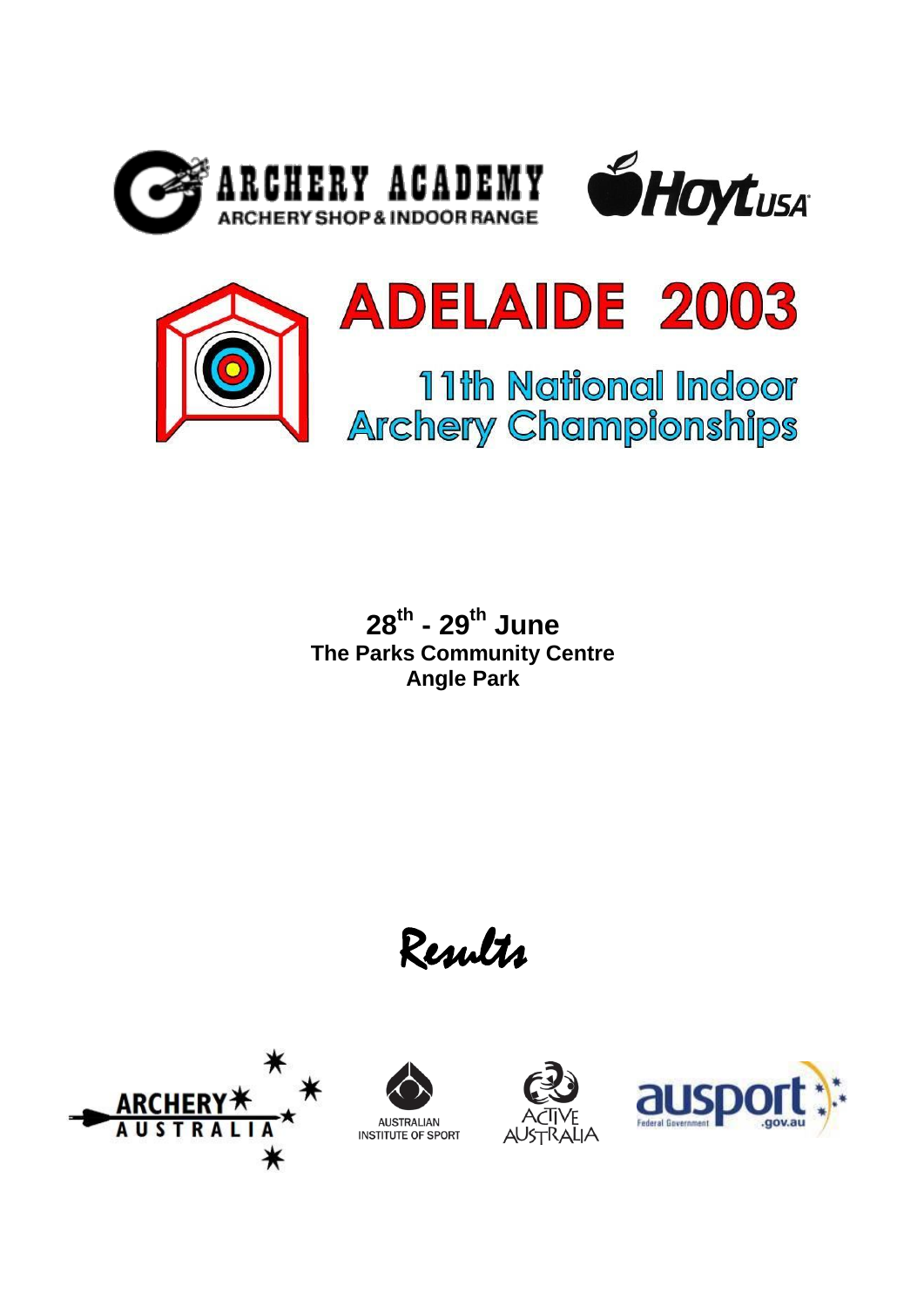ARCHERY ACADEMY

ARCHERY SHOP & INDOOR RANGE

HoytUSA

# ADELAIDE 2003

## 11th National Indoor Archery Championships

**28th - 29th June**
**The Parks Community Centre**
**Angle Park**

*Results*

ARCHERY AUSTRALIA

AUSTRALIAN INSTITUTE OF SPORT

ACTIVE AUSTRALIA

ausport Federal Government .gov.au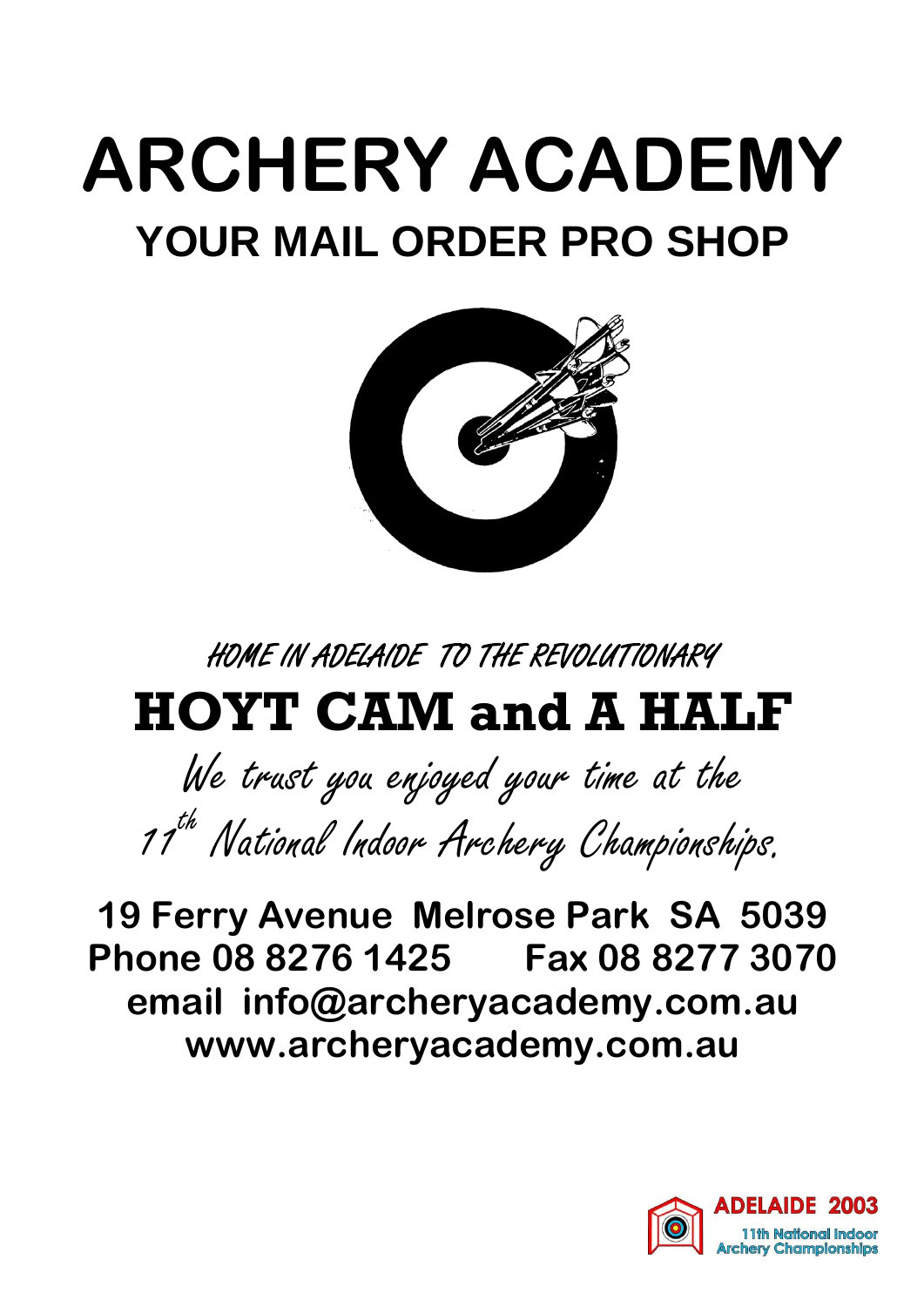# ARCHERY ACADEMY

## YOUR MAIL ORDER PRO SHOP

*HOME IN ADELAIDE TO THE REVOLUTIONARY*

## HOYT CAM and A HALF

*We trust you enjoyed your time at the 11th National Indoor Archery Championships.*

**19 Ferry Avenue Melrose Park SA 5039**
**Phone 08 8276 1425 Fax 08 8277 3070**
**email info@archeryacademy.com.au**
**www.archeryacademy.com.au**

ADELAIDE 2003
11th National Indoor Archery Championships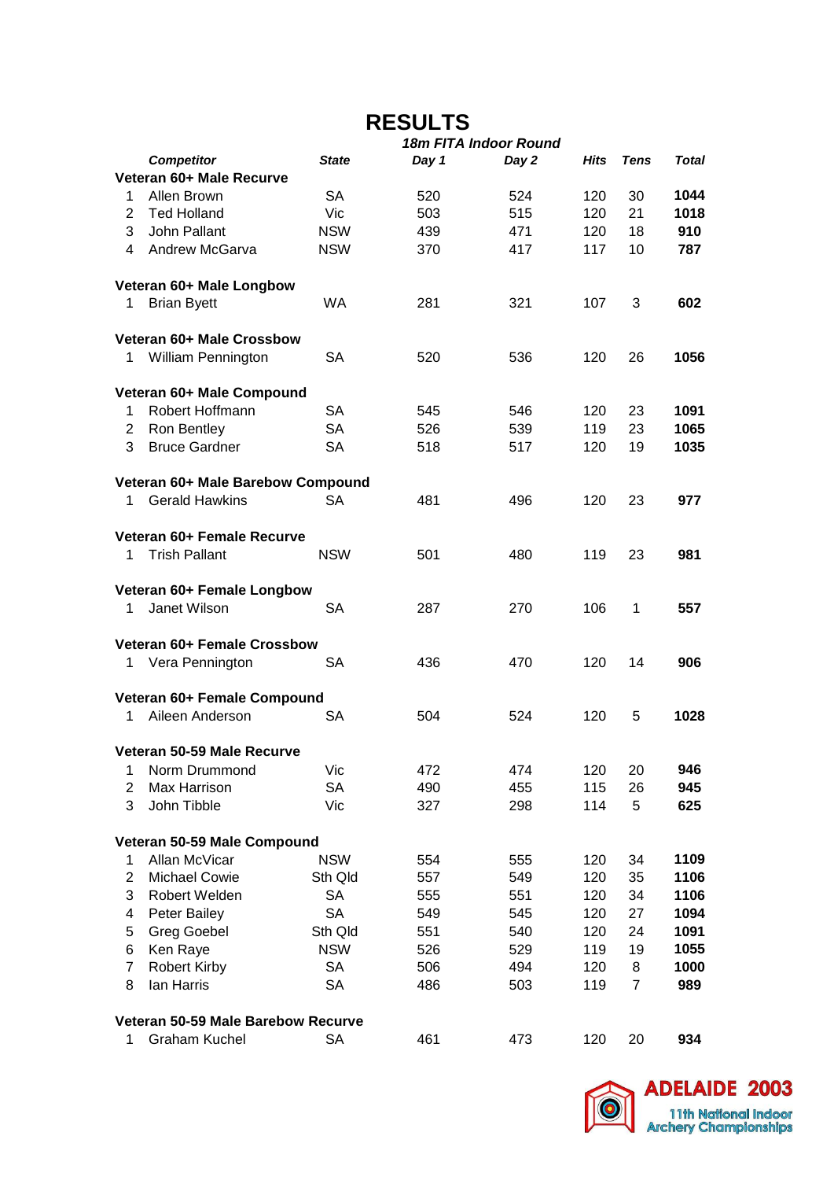# RESULTS

*18m FITA Indoor Round*

| | *Competitor* | *State* | *Day 1* | *Day 2* | *Hits* | *Tens* | *Total* |
|---|---|---|---|---|---|---|---|
| **Veteran 60+ Male Recurve** | | | | | | | |
| 1 | Allen Brown | SA | 520 | 524 | 120 | 30 | **1044** |
| 2 | Ted Holland | Vic | 503 | 515 | 120 | 21 | **1018** |
| 3 | John Pallant | NSW | 439 | 471 | 120 | 18 | **910** |
| 4 | Andrew McGarva | NSW | 370 | 417 | 117 | 10 | **787** |
| **Veteran 60+ Male Longbow** | | | | | | | |
| 1 | Brian Byett | WA | 281 | 321 | 107 | 3 | **602** |
| **Veteran 60+ Male Crossbow** | | | | | | | |
| 1 | William Pennington | SA | 520 | 536 | 120 | 26 | **1056** |
| **Veteran 60+ Male Compound** | | | | | | | |
| 1 | Robert Hoffmann | SA | 545 | 546 | 120 | 23 | **1091** |
| 2 | Ron Bentley | SA | 526 | 539 | 119 | 23 | **1065** |
| 3 | Bruce Gardner | SA | 518 | 517 | 120 | 19 | **1035** |
| **Veteran 60+ Male Barebow Compound** | | | | | | | |
| 1 | Gerald Hawkins | SA | 481 | 496 | 120 | 23 | **977** |
| **Veteran 60+ Female Recurve** | | | | | | | |
| 1 | Trish Pallant | NSW | 501 | 480 | 119 | 23 | **981** |
| **Veteran 60+ Female Longbow** | | | | | | | |
| 1 | Janet Wilson | SA | 287 | 270 | 106 | 1 | **557** |
| **Veteran 60+ Female Crossbow** | | | | | | | |
| 1 | Vera Pennington | SA | 436 | 470 | 120 | 14 | **906** |
| **Veteran 60+ Female Compound** | | | | | | | |
| 1 | Aileen Anderson | SA | 504 | 524 | 120 | 5 | **1028** |
| **Veteran 50-59 Male Recurve** | | | | | | | |
| 1 | Norm Drummond | Vic | 472 | 474 | 120 | 20 | **946** |
| 2 | Max Harrison | SA | 490 | 455 | 115 | 26 | **945** |
| 3 | John Tibble | Vic | 327 | 298 | 114 | 5 | **625** |
| **Veteran 50-59 Male Compound** | | | | | | | |
| 1 | Allan McVicar | NSW | 554 | 555 | 120 | 34 | **1109** |
| 2 | Michael Cowie | Sth Qld | 557 | 549 | 120 | 35 | **1106** |
| 3 | Robert Welden | SA | 555 | 551 | 120 | 34 | **1106** |
| 4 | Peter Bailey | SA | 549 | 545 | 120 | 27 | **1094** |
| 5 | Greg Goebel | Sth Qld | 551 | 540 | 120 | 24 | **1091** |
| 6 | Ken Raye | NSW | 526 | 529 | 119 | 19 | **1055** |
| 7 | Robert Kirby | SA | 506 | 494 | 120 | 8 | **1000** |
| 8 | Ian Harris | SA | 486 | 503 | 119 | 7 | **989** |
| **Veteran 50-59 Male Barebow Recurve** | | | | | | | |
| 1 | Graham Kuchel | SA | 461 | 473 | 120 | 20 | **934** |

**ADELAIDE 2003**
11th National Indoor Archery Championships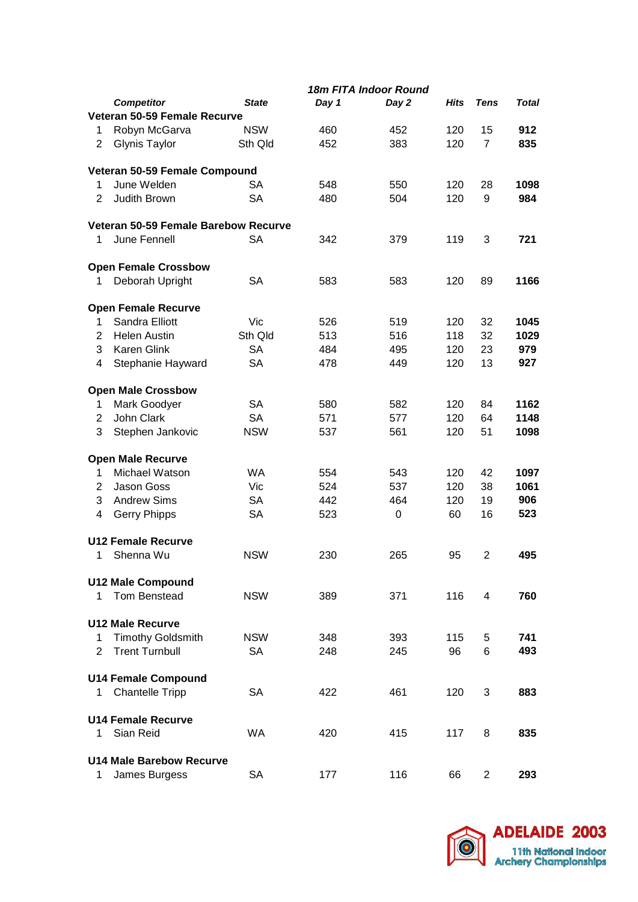| | Competitor | State | Day 1 | Day 2 | Hits | Tens | Total |
|---|---|---|---|---|---|---|---|
| | | | *18m FITA Indoor Round* | | | | |
| **Veteran 50-59 Female Recurve** | | | | | | | |
| 1 | Robyn McGarva | NSW | 460 | 452 | 120 | 15 | **912** |
| 2 | Glynis Taylor | Sth Qld | 452 | 383 | 120 | 7 | **835** |
| **Veteran 50-59 Female Compound** | | | | | | | |
| 1 | June Welden | SA | 548 | 550 | 120 | 28 | **1098** |
| 2 | Judith Brown | SA | 480 | 504 | 120 | 9 | **984** |
| **Veteran 50-59 Female Barebow Recurve** | | | | | | | |
| 1 | June Fennell | SA | 342 | 379 | 119 | 3 | **721** |
| **Open Female Crossbow** | | | | | | | |
| 1 | Deborah Upright | SA | 583 | 583 | 120 | 89 | **1166** |
| **Open Female Recurve** | | | | | | | |
| 1 | Sandra Elliott | Vic | 526 | 519 | 120 | 32 | **1045** |
| 2 | Helen Austin | Sth Qld | 513 | 516 | 118 | 32 | **1029** |
| 3 | Karen Glink | SA | 484 | 495 | 120 | 23 | **979** |
| 4 | Stephanie Hayward | SA | 478 | 449 | 120 | 13 | **927** |
| **Open Male Crossbow** | | | | | | | |
| 1 | Mark Goodyer | SA | 580 | 582 | 120 | 84 | **1162** |
| 2 | John Clark | SA | 571 | 577 | 120 | 64 | **1148** |
| 3 | Stephen Jankovic | NSW | 537 | 561 | 120 | 51 | **1098** |
| **Open Male Recurve** | | | | | | | |
| 1 | Michael Watson | WA | 554 | 543 | 120 | 42 | **1097** |
| 2 | Jason Goss | Vic | 524 | 537 | 120 | 38 | **1061** |
| 3 | Andrew Sims | SA | 442 | 464 | 120 | 19 | **906** |
| 4 | Gerry Phipps | SA | 523 | 0 | 60 | 16 | **523** |
| **U12 Female Recurve** | | | | | | | |
| 1 | Shenna Wu | NSW | 230 | 265 | 95 | 2 | **495** |
| **U12 Male Compound** | | | | | | | |
| 1 | Tom Benstead | NSW | 389 | 371 | 116 | 4 | **760** |
| **U12 Male Recurve** | | | | | | | |
| 1 | Timothy Goldsmith | NSW | 348 | 393 | 115 | 5 | **741** |
| 2 | Trent Turnbull | SA | 248 | 245 | 96 | 6 | **493** |
| **U14 Female Compound** | | | | | | | |
| 1 | Chantelle Tripp | SA | 422 | 461 | 120 | 3 | **883** |
| **U14 Female Recurve** | | | | | | | |
| 1 | Sian Reid | WA | 420 | 415 | 117 | 8 | **835** |
| **U14 Male Barebow Recurve** | | | | | | | |
| 1 | James Burgess | SA | 177 | 116 | 66 | 2 | **293** |

**ADELAIDE 2003**
11th National Indoor Archery Championships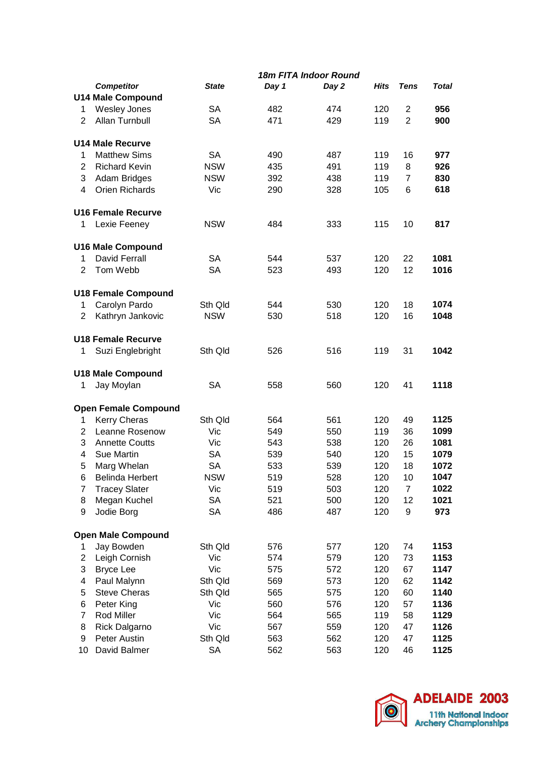| | *18m FITA Indoor Round* | | | | | | |
|---|---|---|---|---|---|---|---|
| | ***Competitor*** | ***State*** | ***Day 1*** | ***Day 2*** | ***Hits*** | ***Tens*** | ***Total*** |
| **U14 Male Compound** | | | | | | | |
| 1 | Wesley Jones | SA | 482 | 474 | 120 | 2 | **956** |
| 2 | Allan Turnbull | SA | 471 | 429 | 119 | 2 | **900** |
| **U14 Male Recurve** | | | | | | | |
| 1 | Matthew Sims | SA | 490 | 487 | 119 | 16 | **977** |
| 2 | Richard Kevin | NSW | 435 | 491 | 119 | 8 | **926** |
| 3 | Adam Bridges | NSW | 392 | 438 | 119 | 7 | **830** |
| 4 | Orien Richards | Vic | 290 | 328 | 105 | 6 | **618** |
| **U16 Female Recurve** | | | | | | | |
| 1 | Lexie Feeney | NSW | 484 | 333 | 115 | 10 | **817** |
| **U16 Male Compound** | | | | | | | |
| 1 | David Ferrall | SA | 544 | 537 | 120 | 22 | **1081** |
| 2 | Tom Webb | SA | 523 | 493 | 120 | 12 | **1016** |
| **U18 Female Compound** | | | | | | | |
| 1 | Carolyn Pardo | Sth Qld | 544 | 530 | 120 | 18 | **1074** |
| 2 | Kathryn Jankovic | NSW | 530 | 518 | 120 | 16 | **1048** |
| **U18 Female Recurve** | | | | | | | |
| 1 | Suzi Englebright | Sth Qld | 526 | 516 | 119 | 31 | **1042** |
| **U18 Male Compound** | | | | | | | |
| 1 | Jay Moylan | SA | 558 | 560 | 120 | 41 | **1118** |
| **Open Female Compound** | | | | | | | |
| 1 | Kerry Cheras | Sth Qld | 564 | 561 | 120 | 49 | **1125** |
| 2 | Leanne Rosenow | Vic | 549 | 550 | 119 | 36 | **1099** |
| 3 | Annette Coutts | Vic | 543 | 538 | 120 | 26 | **1081** |
| 4 | Sue Martin | SA | 539 | 540 | 120 | 15 | **1079** |
| 5 | Marg Whelan | SA | 533 | 539 | 120 | 18 | **1072** |
| 6 | Belinda Herbert | NSW | 519 | 528 | 120 | 10 | **1047** |
| 7 | Tracey Slater | Vic | 519 | 503 | 120 | 7 | **1022** |
| 8 | Megan Kuchel | SA | 521 | 500 | 120 | 12 | **1021** |
| 9 | Jodie Borg | SA | 486 | 487 | 120 | 9 | **973** |
| **Open Male Compound** | | | | | | | |
| 1 | Jay Bowden | Sth Qld | 576 | 577 | 120 | 74 | **1153** |
| 2 | Leigh Cornish | Vic | 574 | 579 | 120 | 73 | **1153** |
| 3 | Bryce Lee | Vic | 575 | 572 | 120 | 67 | **1147** |
| 4 | Paul Malynn | Sth Qld | 569 | 573 | 120 | 62 | **1142** |
| 5 | Steve Cheras | Sth Qld | 565 | 575 | 120 | 60 | **1140** |
| 6 | Peter King | Vic | 560 | 576 | 120 | 57 | **1136** |
| 7 | Rod Miller | Vic | 564 | 565 | 119 | 58 | **1129** |
| 8 | Rick Dalgarno | Vic | 567 | 559 | 120 | 47 | **1126** |
| 9 | Peter Austin | Sth Qld | 563 | 562 | 120 | 47 | **1125** |
| 10 | David Balmer | SA | 562 | 563 | 120 | 46 | **1125** |

**ADELAIDE 2003**
11th National Indoor Archery Championships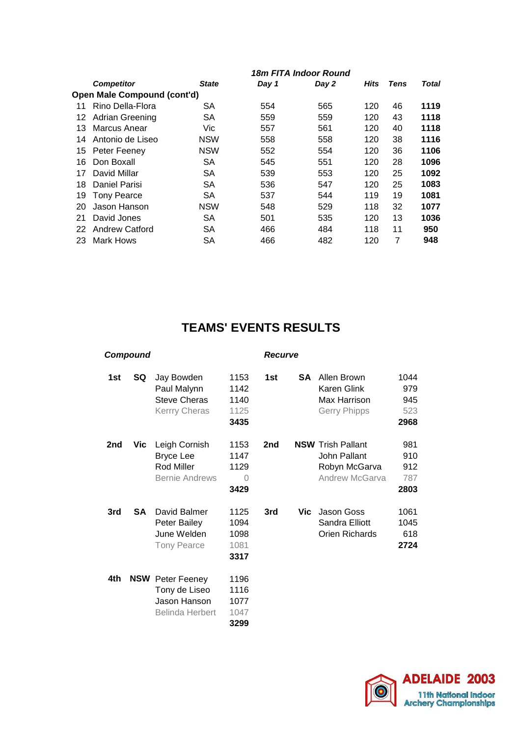| | Competitor | State | 18m FITA Indoor Round Day 1 | Day 2 | Hits | Tens | Total |
|---|---|---|---|---|---|---|---|
| **Open Male Compound (cont'd)** | | | | | | | |
| 11 | Rino Della-Flora | SA | 554 | 565 | 120 | 46 | **1119** |
| 12 | Adrian Greening | SA | 559 | 559 | 120 | 43 | **1118** |
| 13 | Marcus Anear | Vic | 557 | 561 | 120 | 40 | **1118** |
| 14 | Antonio de Liseo | NSW | 558 | 558 | 120 | 38 | **1116** |
| 15 | Peter Feeney | NSW | 552 | 554 | 120 | 36 | **1106** |
| 16 | Don Boxall | SA | 545 | 551 | 120 | 28 | **1096** |
| 17 | David Millar | SA | 539 | 553 | 120 | 25 | **1092** |
| 18 | Daniel Parisi | SA | 536 | 547 | 120 | 25 | **1083** |
| 19 | Tony Pearce | SA | 537 | 544 | 119 | 19 | **1081** |
| 20 | Jason Hanson | NSW | 548 | 529 | 118 | 32 | **1077** |
| 21 | David Jones | SA | 501 | 535 | 120 | 13 | **1036** |
| 22 | Andrew Catford | SA | 466 | 484 | 118 | 11 | **950** |
| 23 | Mark Hows | SA | 466 | 482 | 120 | 7 | **948** |

# TEAMS' EVENTS RESULTS

### Compound

| Place | State | Competitor | Score |
|---|---|---|---|
| **1st** | **SQ** | Jay Bowden | 1153 |
| | | Paul Malynn | 1142 |
| | | Steve Cheras | 1140 |
| | | Kerrry Cheras | 1125 |
| | | | **3435** |
| **2nd** | **Vic** | Leigh Cornish | 1153 |
| | | Bryce Lee | 1147 |
| | | Rod Miller | 1129 |
| | | Bernie Andrews | 0 |
| | | | **3429** |
| **3rd** | **SA** | David Balmer | 1125 |
| | | Peter Bailey | 1094 |
| | | June Welden | 1098 |
| | | Tony Pearce | 1081 |
| | | | **3317** |
| **4th** | **NSW** | Peter Feeney | 1196 |
| | | Tony de Liseo | 1116 |
| | | Jason Hanson | 1077 |
| | | Belinda Herbert | 1047 |
| | | | **3299** |

### Recurve

| Place | State | Competitor | Score |
|---|---|---|---|
| **1st** | **SA** | Allen Brown | 1044 |
| | | Karen Glink | 979 |
| | | Max Harrison | 945 |
| | | Gerry Phipps | 523 |
| | | | **2968** |
| **2nd** | **NSW** | Trish Pallant | 981 |
| | | John Pallant | 910 |
| | | Robyn McGarva | 912 |
| | | Andrew McGarva | 787 |
| | | | **2803** |
| **3rd** | **Vic** | Jason Goss | 1061 |
| | | Sandra Elliott | 1045 |
| | | Orien Richards | 618 |
| | | | **2724** |

**ADELAIDE 2003**
11th National Indoor Archery Championships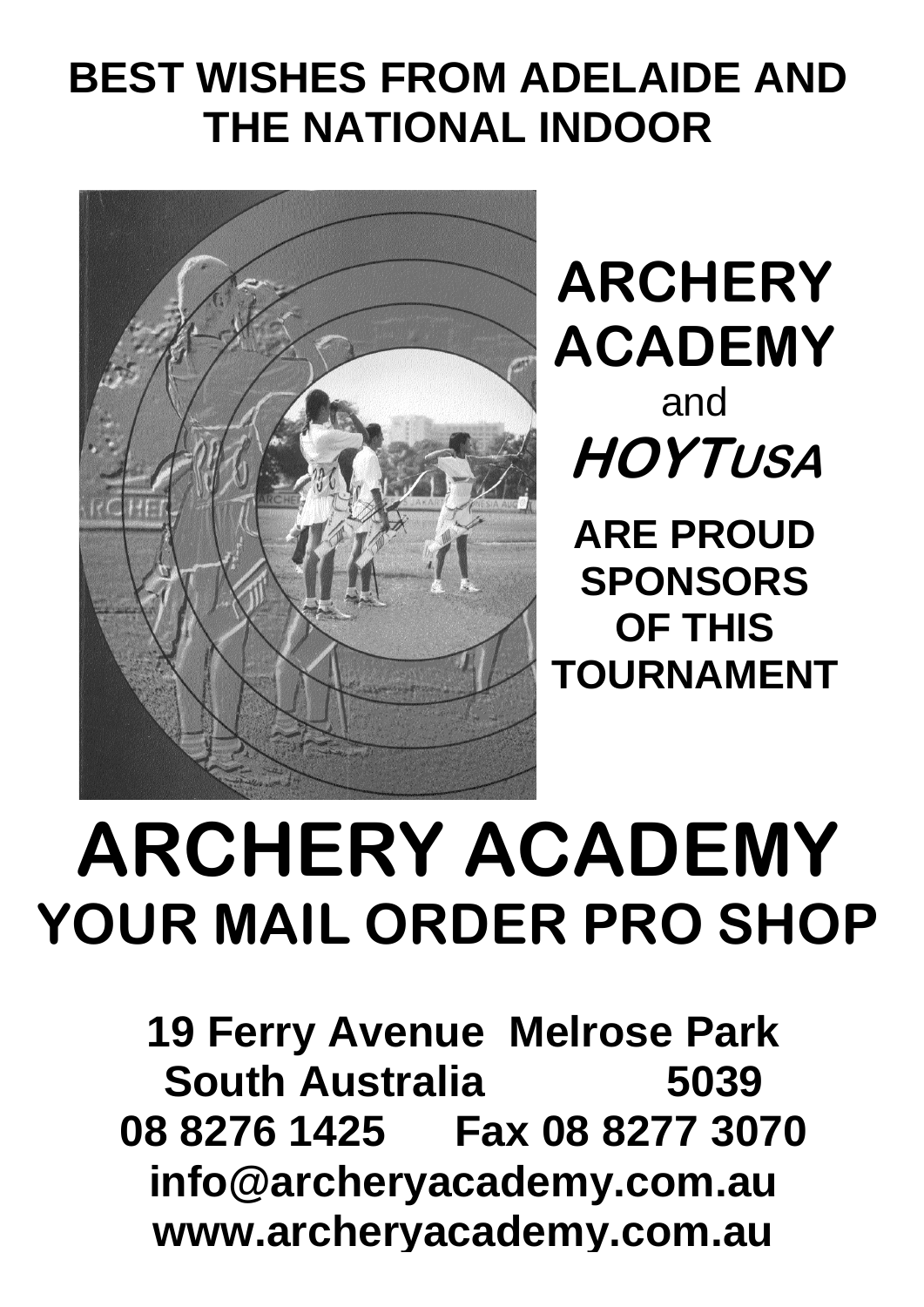# BEST WISHES FROM ADELAIDE AND THE NATIONAL INDOOR

**ARCHERY ACADEMY**

and

***HOYTUSA***

**ARE PROUD SPONSORS OF THIS TOURNAMENT**

# ARCHERY ACADEMY

## YOUR MAIL ORDER PRO SHOP

**19 Ferry Avenue Melrose Park**
**South Australia 5039**
**08 8276 1425 Fax 08 8277 3070**
**info@archeryacademy.com.au**
**www.archeryacademy.com.au**